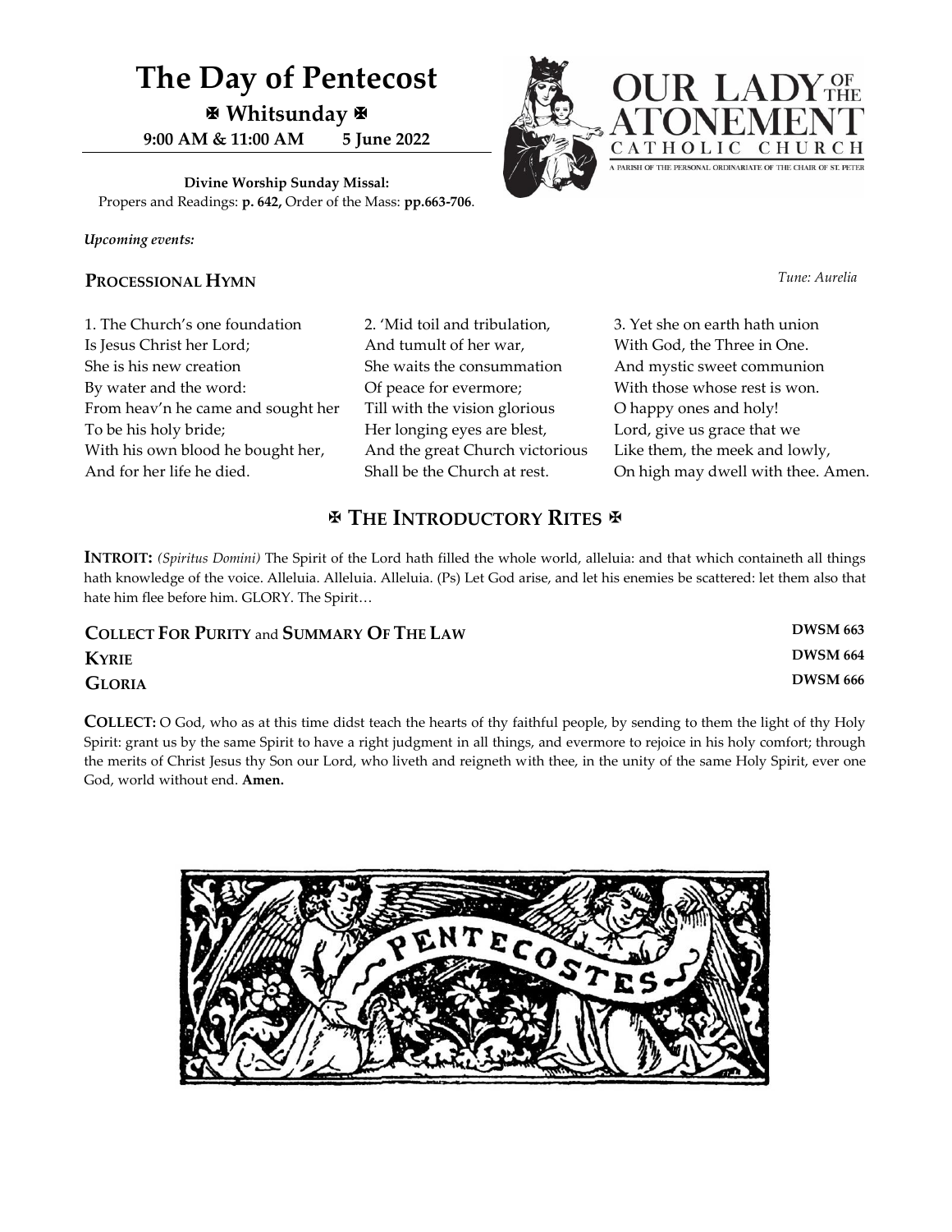# The Day of Pentecost

**✠ Whitsunday ✠**

**9:00 AM & 11:00 AM 5 June 2022**

OUR LADY OF THE ATONEMENT CATHOLIC CHURCH

A PARISH OF THE PERSONAL ORDINARIATE OF THE CHAIR OF ST. PETER

**Divine Worship Sunday Missal:**
Propers and Readings: **p. 642,** Order of the Mass: **pp.663-706**.

***Upcoming events:***

## PROCESSIONAL HYMN

*Tune: Aurelia*

1. The Church's one foundation
Is Jesus Christ her Lord;
She is his new creation
By water and the word:
From heav'n he came and sought her
To be his holy bride;
With his own blood he bought her,
And for her life he died.

2. 'Mid toil and tribulation,
And tumult of her war,
She waits the consummation
Of peace for evermore;
Till with the vision glorious
Her longing eyes are blest,
And the great Church victorious
Shall be the Church at rest.

3. Yet she on earth hath union
With God, the Three in One.
And mystic sweet communion
With those whose rest is won.
O happy ones and holy!
Lord, give us grace that we
Like them, the meek and lowly,
On high may dwell with thee. Amen.

## ✠ THE INTRODUCTORY RITES ✠

**INTROIT:** *(Spiritus Domini)* The Spirit of the Lord hath filled the whole world, alleluia: and that which containeth all things hath knowledge of the voice. Alleluia. Alleluia. Alleluia. (Ps) Let God arise, and let his enemies be scattered: let them also that hate him flee before him. GLORY. The Spirit…

**COLLECT FOR PURITY** and **SUMMARY OF THE LAW** — **DWSM 663**

**KYRIE** — **DWSM 664**

**GLORIA** — **DWSM 666**

**COLLECT:** O God, who as at this time didst teach the hearts of thy faithful people, by sending to them the light of thy Holy Spirit: grant us by the same Spirit to have a right judgment in all things, and evermore to rejoice in his holy comfort; through the merits of Christ Jesus thy Son our Lord, who liveth and reigneth with thee, in the unity of the same Holy Spirit, ever one God, world without end. **Amen.**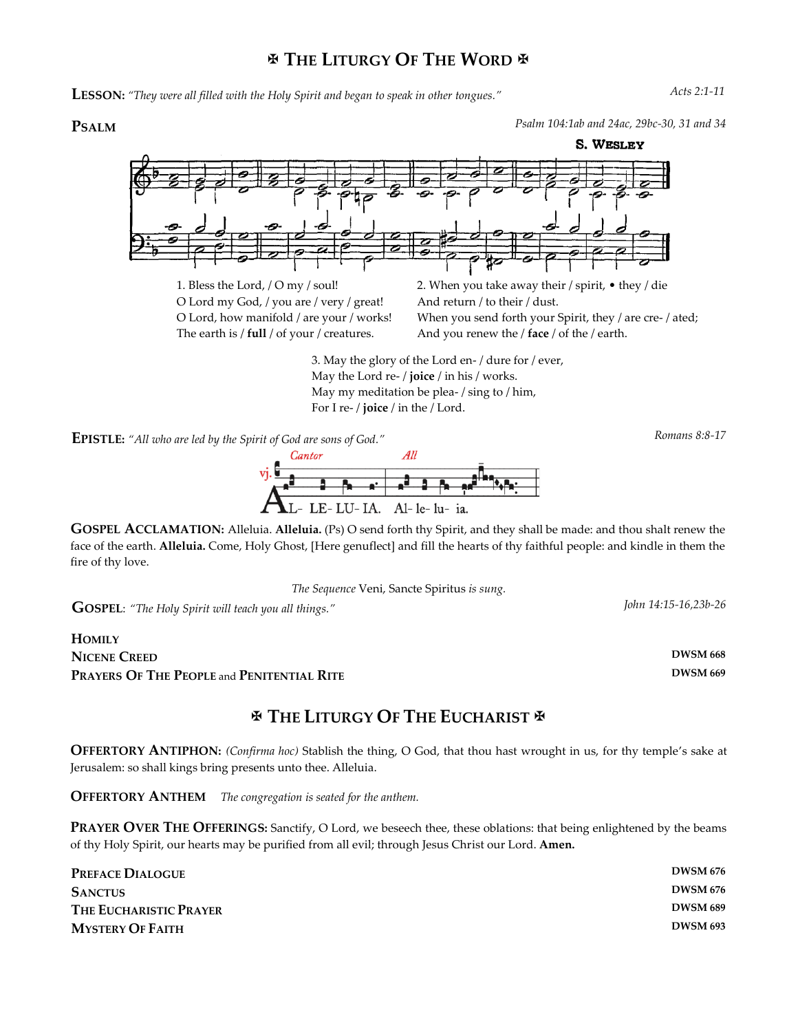# ✠ The Liturgy Of The Word ✠

**Lesson:** *"They were all filled with the Holy Spirit and began to speak in other tongues."* *Acts 2:1-11*

**Psalm** *Psalm 104:1ab and 24ac, 29bc-30, 31 and 34*

**S. Wesley**

1. Bless the Lord, / O my / soul!
O Lord my God, / you are / very / great!
O Lord, how manifold / are your / works!
The earth is / **full** / of your / creatures.

2. When you take away their / spirit, • they / die
And return / to their / dust.
When you send forth your Spirit, they / are cre- / ated;
And you renew the / **face** / of the / earth.

3. May the glory of the Lord en- / dure for / ever,
May the Lord re- / **joice** / in his / works.
May my meditation be plea- / sing to / him,
For I re- / **joice** / in the / Lord.

**Epistle:** *"All who are led by the Spirit of God are sons of God."* *Romans 8:8-17*

vj. *Cantor* AL- LE- LU- IA. *All* Al- le- lu- ia.

**Gospel Acclamation:** Alleluia. **Alleluia.** (Ps) O send forth thy Spirit, and they shall be made: and thou shalt renew the face of the earth. **Alleluia.** Come, Holy Ghost, [Here genuflect] and fill the hearts of thy faithful people: and kindle in them the fire of thy love.

*The Sequence* Veni, Sancte Spiritus *is sung.*

**Gospel**: *"The Holy Spirit will teach you all things."* *John 14:15-16,23b-26*

**Homily**

**Nicene Creed** **DWSM 668**

**Prayers Of The People** and **Penitential Rite** **DWSM 669**

# ✠ The Liturgy Of The Eucharist ✠

**Offertory Antiphon:** *(Confirma hoc)* Stablish the thing, O God, that thou hast wrought in us, for thy temple's sake at Jerusalem: so shall kings bring presents unto thee. Alleluia.

**Offertory Anthem** *The congregation is seated for the anthem.*

**Prayer Over The Offerings:** Sanctify, O Lord, we beseech thee, these oblations: that being enlightened by the beams of thy Holy Spirit, our hearts may be purified from all evil; through Jesus Christ our Lord. **Amen.**

**Preface Dialogue** **DWSM 676**

**Sanctus** **DWSM 676**

**The Eucharistic Prayer** **DWSM 689**

**Mystery Of Faith** **DWSM 693**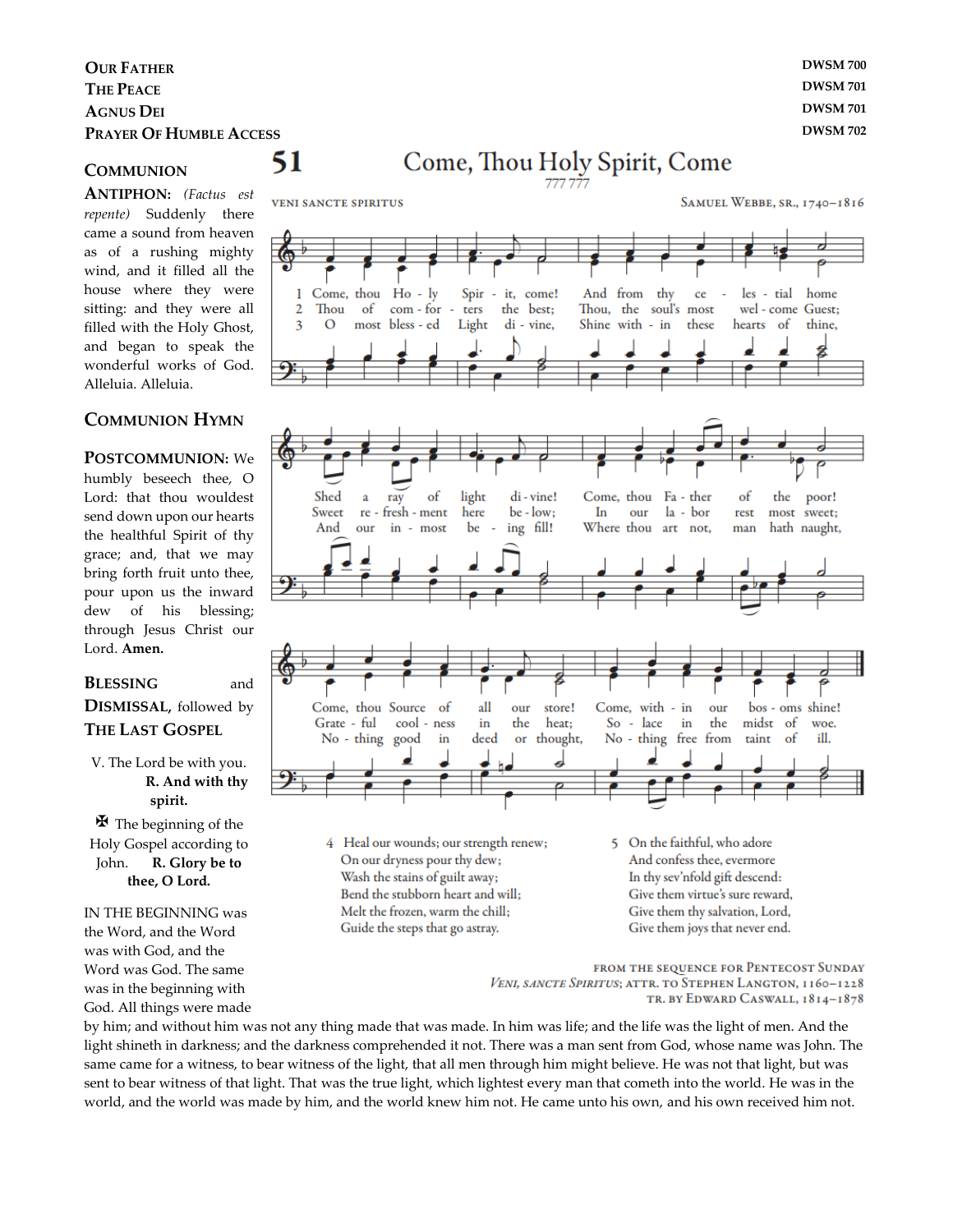**Our Father** DWSM 700
**The Peace** DWSM 701
**Agnus Dei** DWSM 701
**Prayer Of Humble Access** DWSM 702

**Communion Antiphon:** *(Factus est repente)* Suddenly there came a sound from heaven as of a rushing mighty wind, and it filled all the house where they were sitting: and they were all filled with the Holy Ghost, and began to speak the wonderful works of God. Alleluia. Alleluia.

**Communion Hymn**

## 51 Come, Thou Holy Spirit, Come

777 777

VENI SANCTE SPIRITUS — Samuel Webbe, Sr., 1740–1816

1 Come, thou Holy Spirit, come!
And from thy celestial home
Shed a ray of light divine!
Come, thou Father of the poor!
Come, thou Source of all our store!
Come, within our bosoms shine!

2 Thou of comforters the best;
Thou, the soul's most welcome Guest;
Sweet refreshment here below;
In our labor rest most sweet;
Grateful coolness in the heat;
Solace in the midst of woe.

3 O most blessed Light divine,
Shine within these hearts of thine,
And our inmost being fill!
Where thou art not, man hath naught,
Nothing good in deed or thought,
Nothing free from taint of ill.

4 Heal our wounds; our strength renew;
On our dryness pour thy dew;
Wash the stains of guilt away;
Bend the stubborn heart and will;
Melt the frozen, warm the chill;
Guide the steps that go astray.

5 On the faithful, who adore
And confess thee, evermore
In thy sev'nfold gift descend:
Give them virtue's sure reward,
Give them thy salvation, Lord,
Give them joys that never end.

From the sequence for Pentecost Sunday
*Veni, sancte Spiritus*; attr. to Stephen Langton, 1160–1228
tr. by Edward Caswall, 1814–1878

**Postcommunion:** We humbly beseech thee, O Lord: that thou wouldest send down upon our hearts the healthful Spirit of thy grace; and, that we may bring forth fruit unto thee, pour upon us the inward dew of his blessing; through Jesus Christ our Lord. **Amen.**

**Blessing** and **Dismissal,** followed by **The Last Gospel**

V. The Lord be with you.
**R. And with thy spirit.**

✠ The beginning of the Holy Gospel according to John. **R. Glory be to thee, O Lord.**

IN THE BEGINNING was the Word, and the Word was with God, and the Word was God. The same was in the beginning with God. All things were made by him; and without him was not any thing made that was made. In him was life; and the life was the light of men. And the light shineth in darkness; and the darkness comprehended it not. There was a man sent from God, whose name was John. The same came for a witness, to bear witness of the light, that all men through him might believe. He was not that light, but was sent to bear witness of that light. That was the true light, which lighteth every man that cometh into the world. He was in the world, and the world was made by him, and the world knew him not. He came unto his own, and his own received him not.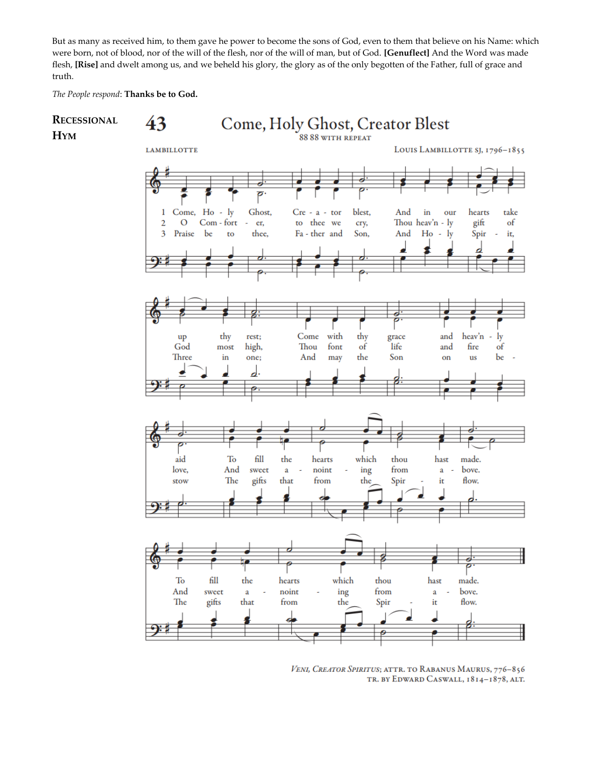But as many as received him, to them gave he power to become the sons of God, even to them that believe on his Name: which were born, not of blood, nor of the will of the flesh, nor of the will of man, but of God. **[Genuflect]** And the Word was made flesh, **[Rise]** and dwelt among us, and we beheld his glory, the glory as of the only begotten of the Father, full of grace and truth.

*The People respond*: **Thanks be to God.**

## Recessional Hym

**43 Come, Holy Ghost, Creator Blest**

88 88 WITH REPEAT

LAMBILLOTTE — LOUIS LAMBILLOTTE SJ, 1796–1855

1 Come, Holy Ghost, Creator blest, And in our hearts take up thy rest; Come with thy grace and heav'nly aid To fill the hearts which thou hast made. To fill the hearts which thou hast made.

2 O Comforter, to thee we cry, Thou heav'nly gift of God most high, Thou font of life and fire of love, And sweet anointing from above. And sweet anointing from above.

3 Praise be to thee, Father and Son, And Holy Spirit, Three in one; And may the Son on us bestow The gifts that from the Spirit flow. The gifts that from the Spirit flow.

*VENI, CREATOR SPIRITUS*; ATTR. TO RABANUS MAURUS, 776–856
TR. BY EDWARD CASWALL, 1814–1878, ALT.